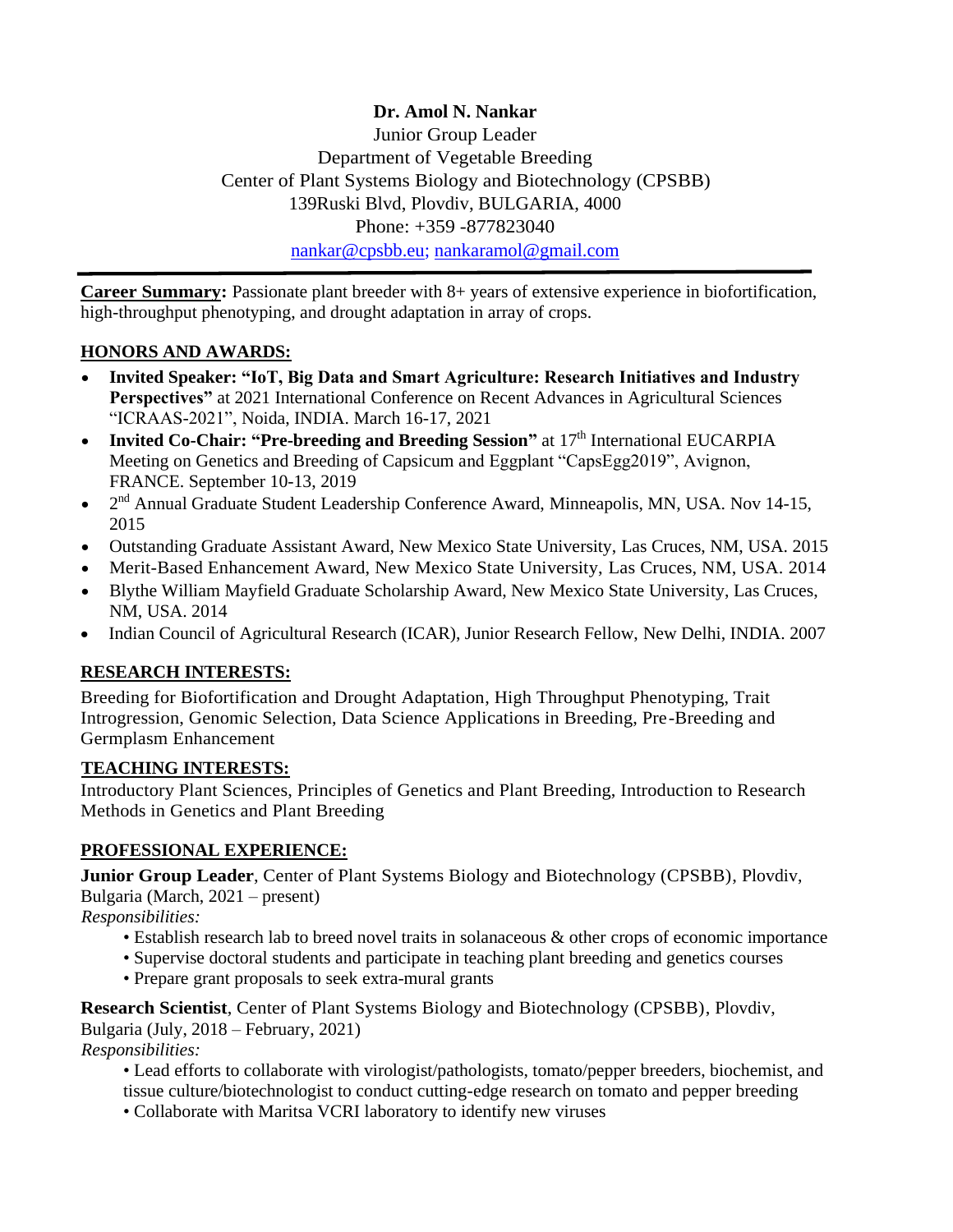**Dr. Amol N. Nankar**

Junior Group Leader
Department of Vegetable Breeding
Center of Plant Systems Biology and Biotechnology (CPSBB)
139Ruski Blvd, Plovdiv, BULGARIA, 4000
Phone: +359 -877823040
nankar@cpsbb.eu; nankaramol@gmail.com

---

**Career Summary:** Passionate plant breeder with 8+ years of extensive experience in biofortification, high-throughput phenotyping, and drought adaptation in array of crops.

## HONORS AND AWARDS:

- **Invited Speaker: "IoT, Big Data and Smart Agriculture: Research Initiatives and Industry Perspectives"** at 2021 International Conference on Recent Advances in Agricultural Sciences "ICRAAS-2021", Noida, INDIA. March 16-17, 2021
- **Invited Co-Chair: "Pre-breeding and Breeding Session"** at 17th International EUCARPIA Meeting on Genetics and Breeding of Capsicum and Eggplant "CapsEgg2019", Avignon, FRANCE. September 10-13, 2019
- 2nd Annual Graduate Student Leadership Conference Award, Minneapolis, MN, USA. Nov 14-15, 2015
- Outstanding Graduate Assistant Award, New Mexico State University, Las Cruces, NM, USA. 2015
- Merit-Based Enhancement Award, New Mexico State University, Las Cruces, NM, USA. 2014
- Blythe William Mayfield Graduate Scholarship Award, New Mexico State University, Las Cruces, NM, USA. 2014
- Indian Council of Agricultural Research (ICAR), Junior Research Fellow, New Delhi, INDIA. 2007

## RESEARCH INTERESTS:

Breeding for Biofortification and Drought Adaptation, High Throughput Phenotyping, Trait Introgression, Genomic Selection, Data Science Applications in Breeding, Pre-Breeding and Germplasm Enhancement

## TEACHING INTERESTS:

Introductory Plant Sciences, Principles of Genetics and Plant Breeding, Introduction to Research Methods in Genetics and Plant Breeding

## PROFESSIONAL EXPERIENCE:

**Junior Group Leader**, Center of Plant Systems Biology and Biotechnology (CPSBB), Plovdiv, Bulgaria (March, 2021 – present)

*Responsibilities:*

- Establish research lab to breed novel traits in solanaceous & other crops of economic importance
- Supervise doctoral students and participate in teaching plant breeding and genetics courses
- Prepare grant proposals to seek extra-mural grants

**Research Scientist**, Center of Plant Systems Biology and Biotechnology (CPSBB), Plovdiv, Bulgaria (July, 2018 – February, 2021)

*Responsibilities:*

- Lead efforts to collaborate with virologist/pathologists, tomato/pepper breeders, biochemist, and tissue culture/biotechnologist to conduct cutting-edge research on tomato and pepper breeding
- Collaborate with Maritsa VCRI laboratory to identify new viruses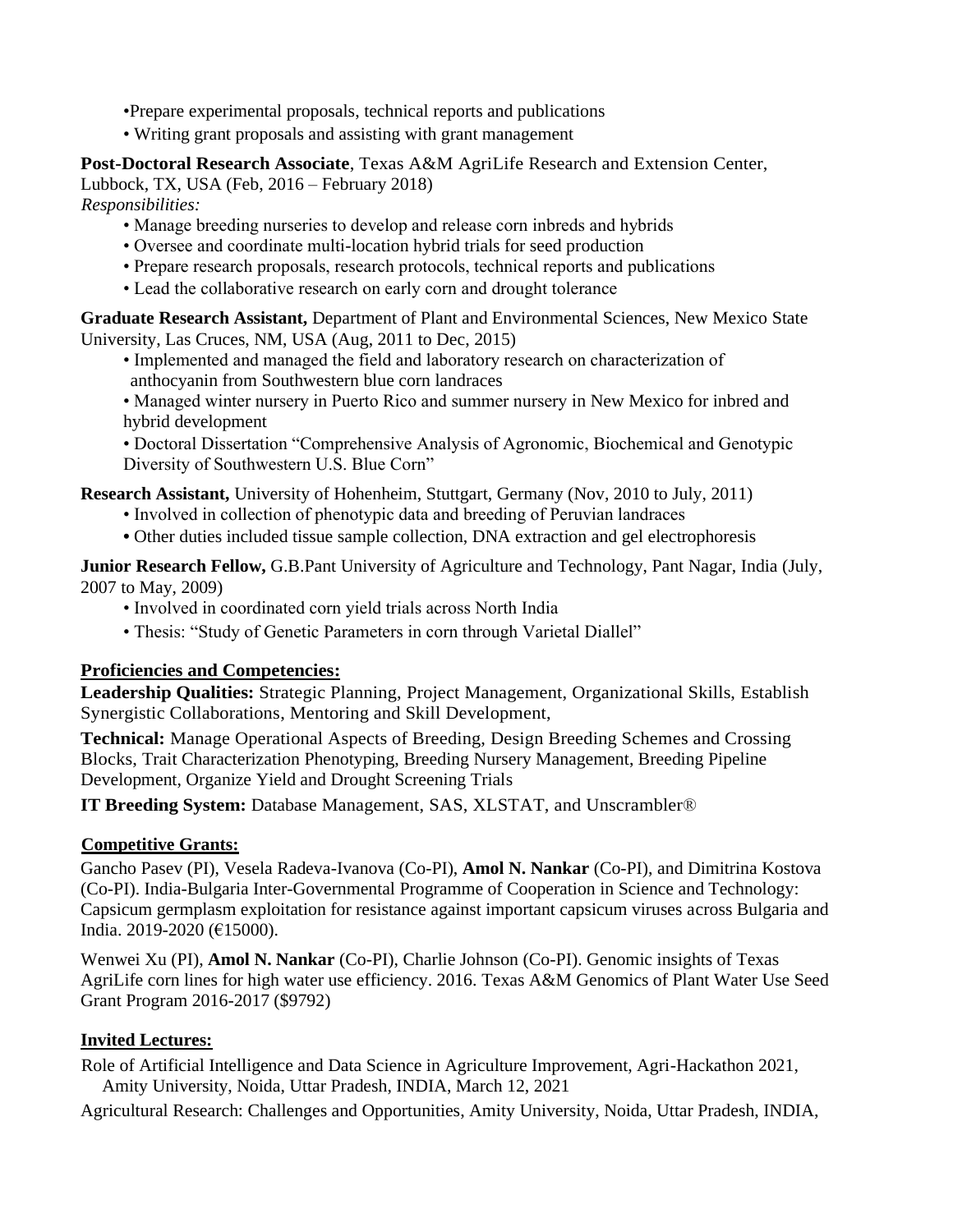- •Prepare experimental proposals, technical reports and publications
- • Writing grant proposals and assisting with grant management

**Post-Doctoral Research Associate**, Texas A&M AgriLife Research and Extension Center, Lubbock, TX, USA (Feb, 2016 – February 2018)
*Responsibilities:*

- • Manage breeding nurseries to develop and release corn inbreds and hybrids
- • Oversee and coordinate multi-location hybrid trials for seed production
- • Prepare research proposals, research protocols, technical reports and publications
- • Lead the collaborative research on early corn and drought tolerance

**Graduate Research Assistant,** Department of Plant and Environmental Sciences, New Mexico State University, Las Cruces, NM, USA (Aug, 2011 to Dec, 2015)

- • Implemented and managed the field and laboratory research on characterization of anthocyanin from Southwestern blue corn landraces
- • Managed winter nursery in Puerto Rico and summer nursery in New Mexico for inbred and hybrid development
- • Doctoral Dissertation "Comprehensive Analysis of Agronomic, Biochemical and Genotypic Diversity of Southwestern U.S. Blue Corn"

**Research Assistant,** University of Hohenheim, Stuttgart, Germany (Nov, 2010 to July, 2011)

- • Involved in collection of phenotypic data and breeding of Peruvian landraces
- • Other duties included tissue sample collection, DNA extraction and gel electrophoresis

**Junior Research Fellow,** G.B.Pant University of Agriculture and Technology, Pant Nagar, India (July, 2007 to May, 2009)

- • Involved in coordinated corn yield trials across North India
- • Thesis: "Study of Genetic Parameters in corn through Varietal Diallel"

## Proficiencies and Competencies:

**Leadership Qualities:** Strategic Planning, Project Management, Organizational Skills, Establish Synergistic Collaborations, Mentoring and Skill Development,

**Technical:** Manage Operational Aspects of Breeding, Design Breeding Schemes and Crossing Blocks, Trait Characterization Phenotyping, Breeding Nursery Management, Breeding Pipeline Development, Organize Yield and Drought Screening Trials

**IT Breeding System:** Database Management, SAS, XLSTAT, and Unscrambler®

## Competitive Grants:

Gancho Pasev (PI), Vesela Radeva-Ivanova (Co-PI), **Amol N. Nankar** (Co-PI), and Dimitrina Kostova (Co-PI). India-Bulgaria Inter-Governmental Programme of Cooperation in Science and Technology: Capsicum germplasm exploitation for resistance against important capsicum viruses across Bulgaria and India. 2019-2020 (€15000).

Wenwei Xu (PI), **Amol N. Nankar** (Co-PI), Charlie Johnson (Co-PI). Genomic insights of Texas AgriLife corn lines for high water use efficiency. 2016. Texas A&M Genomics of Plant Water Use Seed Grant Program 2016-2017 ($9792)

## Invited Lectures:

Role of Artificial Intelligence and Data Science in Agriculture Improvement, Agri-Hackathon 2021, Amity University, Noida, Uttar Pradesh, INDIA, March 12, 2021

Agricultural Research: Challenges and Opportunities, Amity University, Noida, Uttar Pradesh, INDIA,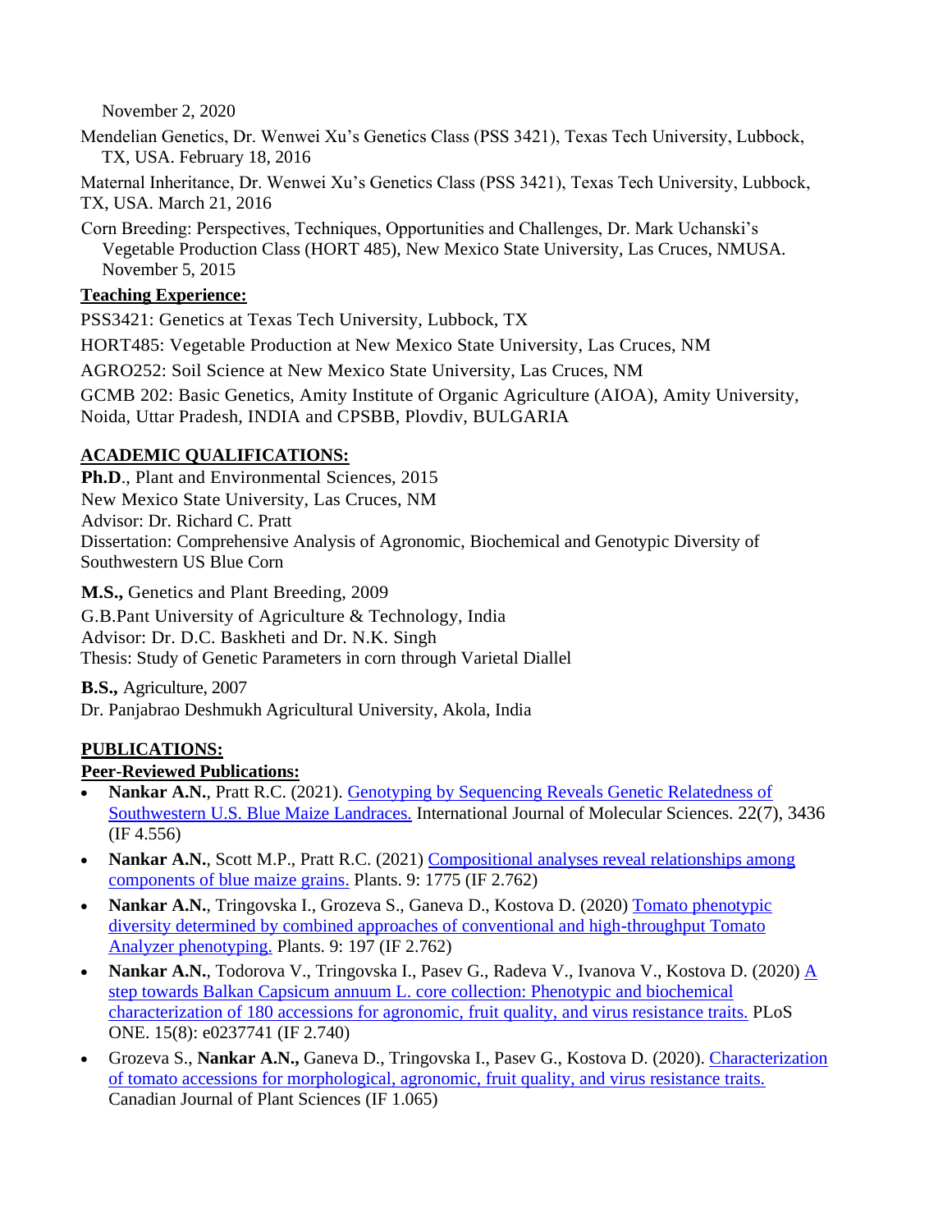November 2, 2020

Mendelian Genetics, Dr. Wenwei Xu's Genetics Class (PSS 3421), Texas Tech University, Lubbock, TX, USA. February 18, 2016

Maternal Inheritance, Dr. Wenwei Xu's Genetics Class (PSS 3421), Texas Tech University, Lubbock, TX, USA. March 21, 2016

Corn Breeding: Perspectives, Techniques, Opportunities and Challenges, Dr. Mark Uchanski's Vegetable Production Class (HORT 485), New Mexico State University, Las Cruces, NMUSA. November 5, 2015

**Teaching Experience:**

PSS3421: Genetics at Texas Tech University, Lubbock, TX

HORT485: Vegetable Production at New Mexico State University, Las Cruces, NM

AGRO252: Soil Science at New Mexico State University, Las Cruces, NM

GCMB 202: Basic Genetics, Amity Institute of Organic Agriculture (AIOA), Amity University, Noida, Uttar Pradesh, INDIA and CPSBB, Plovdiv, BULGARIA

## ACADEMIC QUALIFICATIONS:

**Ph.D**., Plant and Environmental Sciences, 2015
New Mexico State University, Las Cruces, NM
Advisor: Dr. Richard C. Pratt
Dissertation: Comprehensive Analysis of Agronomic, Biochemical and Genotypic Diversity of Southwestern US Blue Corn

**M.S.,** Genetics and Plant Breeding, 2009
G.B.Pant University of Agriculture & Technology, India
Advisor: Dr. D.C. Baskheti and Dr. N.K. Singh
Thesis: Study of Genetic Parameters in corn through Varietal Diallel

**B.S.,** Agriculture, 2007
Dr. Panjabrao Deshmukh Agricultural University, Akola, India

## PUBLICATIONS:

### Peer-Reviewed Publications:

- **Nankar A.N.**, Pratt R.C. (2021). Genotyping by Sequencing Reveals Genetic Relatedness of Southwestern U.S. Blue Maize Landraces. International Journal of Molecular Sciences. 22(7), 3436 (IF 4.556)
- **Nankar A.N.**, Scott M.P., Pratt R.C. (2021) Compositional analyses reveal relationships among components of blue maize grains. Plants. 9: 1775 (IF 2.762)
- **Nankar A.N.**, Tringovska I., Grozeva S., Ganeva D., Kostova D. (2020) Tomato phenotypic diversity determined by combined approaches of conventional and high-throughput Tomato Analyzer phenotyping. Plants. 9: 197 (IF 2.762)
- **Nankar A.N.**, Todorova V., Tringovska I., Pasev G., Radeva V., Ivanova V., Kostova D. (2020) A step towards Balkan Capsicum annuum L. core collection: Phenotypic and biochemical characterization of 180 accessions for agronomic, fruit quality, and virus resistance traits. PLoS ONE. 15(8): e0237741 (IF 2.740)
- Grozeva S., **Nankar A.N.,** Ganeva D., Tringovska I., Pasev G., Kostova D. (2020). Characterization of tomato accessions for morphological, agronomic, fruit quality, and virus resistance traits. Canadian Journal of Plant Sciences (IF 1.065)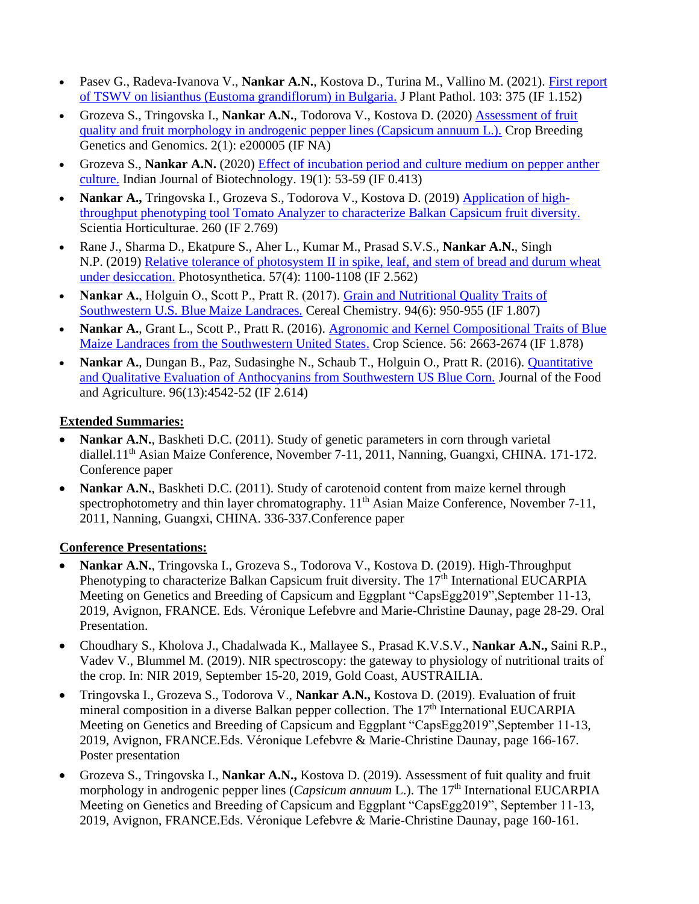- Pasev G., Radeva-Ivanova V., **Nankar A.N.**, Kostova D., Turina M., Vallino M. (2021). First report of TSWV on lisianthus (Eustoma grandiflorum) in Bulgaria. J Plant Pathol. 103: 375 (IF 1.152)
- Grozeva S., Tringovska I., **Nankar A.N.**, Todorova V., Kostova D. (2020) Assessment of fruit quality and fruit morphology in androgenic pepper lines (Capsicum annuum L.). Crop Breeding Genetics and Genomics. 2(1): e200005 (IF NA)
- Grozeva S., **Nankar A.N.** (2020) Effect of incubation period and culture medium on pepper anther culture. Indian Journal of Biotechnology. 19(1): 53-59 (IF 0.413)
- **Nankar A.**, Tringovska I., Grozeva S., Todorova V., Kostova D. (2019) Application of high-throughput phenotyping tool Tomato Analyzer to characterize Balkan Capsicum fruit diversity. Scientia Horticulturae. 260 (IF 2.769)
- Rane J., Sharma D., Ekatpure S., Aher L., Kumar M., Prasad S.V.S., **Nankar A.N.**, Singh N.P. (2019) Relative tolerance of photosystem II in spike, leaf, and stem of bread and durum wheat under desiccation. Photosynthetica. 57(4): 1100-1108 (IF 2.562)
- **Nankar A.**, Holguin O., Scott P., Pratt R. (2017). Grain and Nutritional Quality Traits of Southwestern U.S. Blue Maize Landraces. Cereal Chemistry. 94(6): 950-955 (IF 1.807)
- **Nankar A.**, Grant L., Scott P., Pratt R. (2016). Agronomic and Kernel Compositional Traits of Blue Maize Landraces from the Southwestern United States. Crop Science. 56: 2663-2674 (IF 1.878)
- **Nankar A.**, Dungan B., Paz, Sudasinghe N., Schaub T., Holguin O., Pratt R. (2016). Quantitative and Qualitative Evaluation of Anthocyanins from Southwestern US Blue Corn. Journal of the Food and Agriculture. 96(13):4542-52 (IF 2.614)

## Extended Summaries:

- **Nankar A.N.**, Baskheti D.C. (2011). Study of genetic parameters in corn through varietal diallel.11th Asian Maize Conference, November 7-11, 2011, Nanning, Guangxi, CHINA. 171-172. Conference paper
- **Nankar A.N.**, Baskheti D.C. (2011). Study of carotenoid content from maize kernel through spectrophotometry and thin layer chromatography. 11th Asian Maize Conference, November 7-11, 2011, Nanning, Guangxi, CHINA. 336-337.Conference paper

## Conference Presentations:

- **Nankar A.N.**, Tringovska I., Grozeva S., Todorova V., Kostova D. (2019). High-Throughput Phenotyping to characterize Balkan Capsicum fruit diversity. The 17th International EUCARPIA Meeting on Genetics and Breeding of Capsicum and Eggplant "CapsEgg2019",September 11-13, 2019, Avignon, FRANCE. Eds. Véronique Lefebvre and Marie-Christine Daunay, page 28-29. Oral Presentation.
- Choudhary S., Kholova J., Chadalwada K., Mallayee S., Prasad K.V.S.V., **Nankar A.N.,** Saini R.P., Vadev V., Blummel M. (2019). NIR spectroscopy: the gateway to physiology of nutritional traits of the crop. In: NIR 2019, September 15-20, 2019, Gold Coast, AUSTRAILIA.
- Tringovska I., Grozeva S., Todorova V., **Nankar A.N.,** Kostova D. (2019). Evaluation of fruit mineral composition in a diverse Balkan pepper collection. The 17th International EUCARPIA Meeting on Genetics and Breeding of Capsicum and Eggplant "CapsEgg2019",September 11-13, 2019, Avignon, FRANCE.Eds. Véronique Lefebvre & Marie-Christine Daunay, page 166-167. Poster presentation
- Grozeva S., Tringovska I., **Nankar A.N.,** Kostova D. (2019). Assessment of fuit quality and fruit morphology in androgenic pepper lines (*Capsicum annuum* L.). The 17th International EUCARPIA Meeting on Genetics and Breeding of Capsicum and Eggplant "CapsEgg2019", September 11-13, 2019, Avignon, FRANCE.Eds. Véronique Lefebvre & Marie-Christine Daunay, page 160-161.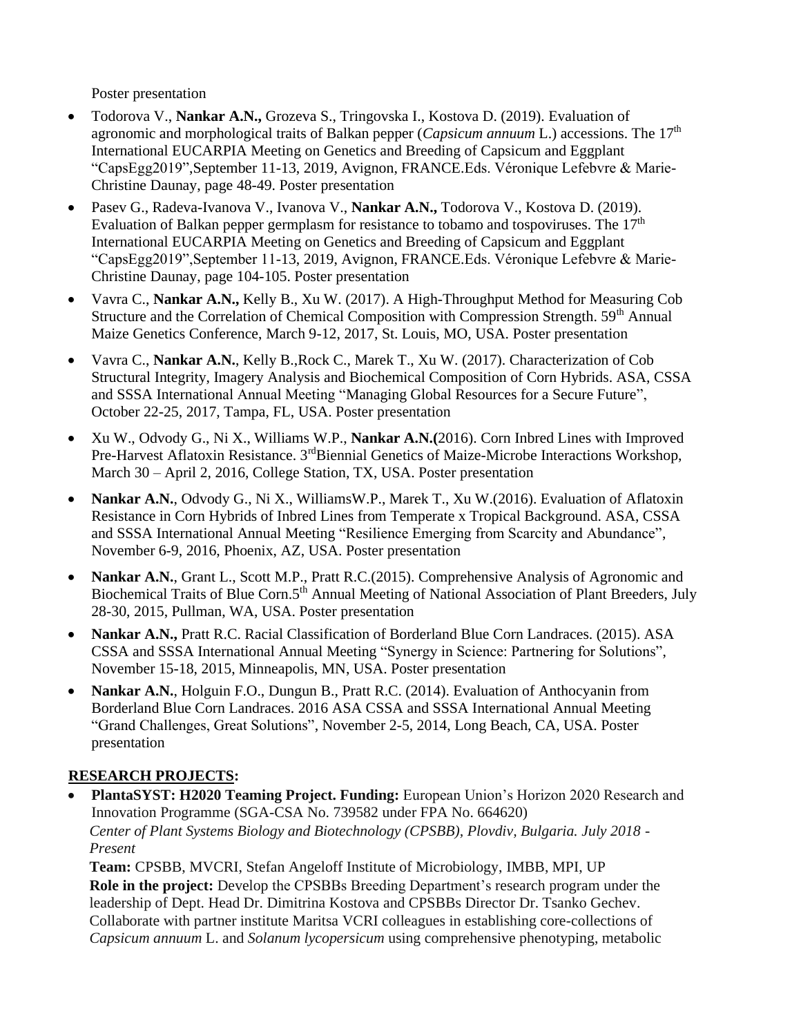Poster presentation

- Todorova V., **Nankar A.N.,** Grozeva S., Tringovska I., Kostova D. (2019). Evaluation of agronomic and morphological traits of Balkan pepper (*Capsicum annuum* L.) accessions. The 17th International EUCARPIA Meeting on Genetics and Breeding of Capsicum and Eggplant "CapsEgg2019",September 11-13, 2019, Avignon, FRANCE.Eds. Véronique Lefebvre & Marie-Christine Daunay, page 48-49. Poster presentation
- Pasev G., Radeva-Ivanova V., Ivanova V., **Nankar A.N.,** Todorova V., Kostova D. (2019). Evaluation of Balkan pepper germplasm for resistance to tobamo and tospoviruses. The 17th International EUCARPIA Meeting on Genetics and Breeding of Capsicum and Eggplant "CapsEgg2019",September 11-13, 2019, Avignon, FRANCE.Eds. Véronique Lefebvre & Marie-Christine Daunay, page 104-105. Poster presentation
- Vavra C., **Nankar A.N.,** Kelly B., Xu W. (2017). A High-Throughput Method for Measuring Cob Structure and the Correlation of Chemical Composition with Compression Strength. 59th Annual Maize Genetics Conference, March 9-12, 2017, St. Louis, MO, USA. Poster presentation
- Vavra C., **Nankar A.N.**, Kelly B.,Rock C., Marek T., Xu W. (2017). Characterization of Cob Structural Integrity, Imagery Analysis and Biochemical Composition of Corn Hybrids. ASA, CSSA and SSSA International Annual Meeting "Managing Global Resources for a Secure Future", October 22-25, 2017, Tampa, FL, USA. Poster presentation
- Xu W., Odvody G., Ni X., Williams W.P., **Nankar A.N.(**2016). Corn Inbred Lines with Improved Pre-Harvest Aflatoxin Resistance. 3rdBiennial Genetics of Maize-Microbe Interactions Workshop, March 30 – April 2, 2016, College Station, TX, USA. Poster presentation
- **Nankar A.N.**, Odvody G., Ni X., WilliamsW.P., Marek T., Xu W.(2016). Evaluation of Aflatoxin Resistance in Corn Hybrids of Inbred Lines from Temperate x Tropical Background. ASA, CSSA and SSSA International Annual Meeting "Resilience Emerging from Scarcity and Abundance", November 6-9, 2016, Phoenix, AZ, USA. Poster presentation
- **Nankar A.N.**, Grant L., Scott M.P., Pratt R.C.(2015). Comprehensive Analysis of Agronomic and Biochemical Traits of Blue Corn.5th Annual Meeting of National Association of Plant Breeders, July 28-30, 2015, Pullman, WA, USA. Poster presentation
- **Nankar A.N.,** Pratt R.C. Racial Classification of Borderland Blue Corn Landraces. (2015). ASA CSSA and SSSA International Annual Meeting "Synergy in Science: Partnering for Solutions", November 15-18, 2015, Minneapolis, MN, USA. Poster presentation
- **Nankar A.N.**, Holguin F.O., Dungun B., Pratt R.C. (2014). Evaluation of Anthocyanin from Borderland Blue Corn Landraces. 2016 ASA CSSA and SSSA International Annual Meeting "Grand Challenges, Great Solutions", November 2-5, 2014, Long Beach, CA, USA. Poster presentation

## RESEARCH PROJECTS:

- **PlantaSYST: H2020 Teaming Project. Funding:** European Union's Horizon 2020 Research and Innovation Programme (SGA-CSA No. 739582 under FPA No. 664620)
  *Center of Plant Systems Biology and Biotechnology (CPSBB), Plovdiv, Bulgaria. July 2018 - Present*
  **Team:** CPSBB, MVCRI, Stefan Angeloff Institute of Microbiology, IMBB, MPI, UP
  **Role in the project:** Develop the CPSBBs Breeding Department's research program under the leadership of Dept. Head Dr. Dimitrina Kostova and CPSBBs Director Dr. Tsanko Gechev. Collaborate with partner institute Maritsa VCRI colleagues in establishing core-collections of *Capsicum annuum* L. and *Solanum lycopersicum* using comprehensive phenotyping, metabolic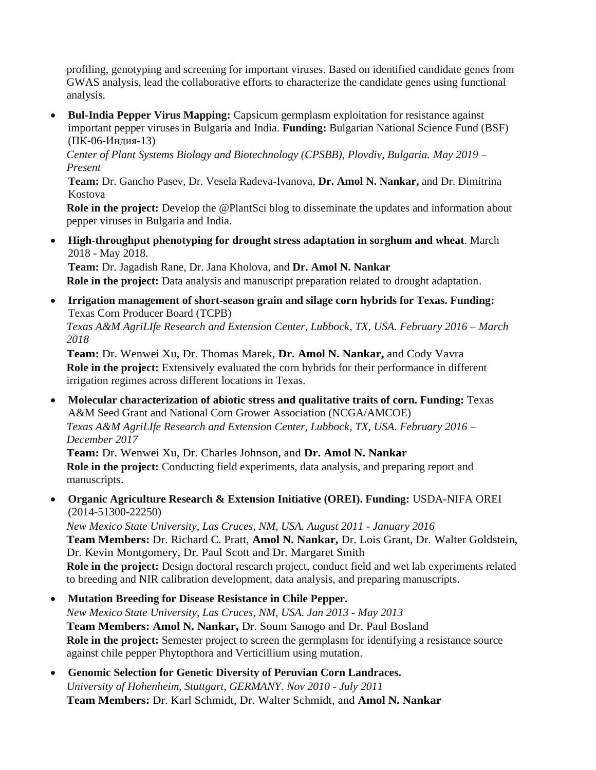profiling, genotyping and screening for important viruses. Based on identified candidate genes from GWAS analysis, lead the collaborative efforts to characterize the candidate genes using functional analysis.

- **Bul-India Pepper Virus Mapping:** Capsicum germplasm exploitation for resistance against important pepper viruses in Bulgaria and India. **Funding:** Bulgarian National Science Fund (BSF) (ПК-06-Индия-13)
  *Center of Plant Systems Biology and Biotechnology (CPSBB), Plovdiv, Bulgaria. May 2019 – Present*
  **Team:** Dr. Gancho Pasev, Dr. Vesela Radeva-Ivanova, **Dr. Amol N. Nankar,** and Dr. Dimitrina Kostova
  **Role in the project:** Develop the @PlantSci blog to disseminate the updates and information about pepper viruses in Bulgaria and India.

- **High-throughput phenotyping for drought stress adaptation in sorghum and wheat**. March 2018 - May 2018.
  **Team:** Dr. Jagadish Rane, Dr. Jana Kholova, and **Dr. Amol N. Nankar**
  **Role in the project:** Data analysis and manuscript preparation related to drought adaptation.

- **Irrigation management of short-season grain and silage corn hybrids for Texas. Funding:** Texas Corn Producer Board (TCPB)
  *Texas A&M AgriLIfe Research and Extension Center, Lubbock, TX, USA. February 2016 – March 2018*
  **Team:** Dr. Wenwei Xu, Dr. Thomas Marek, **Dr. Amol N. Nankar,** and Cody Vavra
  **Role in the project:** Extensively evaluated the corn hybrids for their performance in different irrigation regimes across different locations in Texas.

- **Molecular characterization of abiotic stress and qualitative traits of corn. Funding:** Texas A&M Seed Grant and National Corn Grower Association (NCGA/AMCOE)
  *Texas A&M AgriLIfe Research and Extension Center, Lubbock, TX, USA. February 2016 – December 2017*
  **Team:** Dr. Wenwei Xu, Dr. Charles Johnson, and **Dr. Amol N. Nankar**
  **Role in the project:** Conducting field experiments, data analysis, and preparing report and manuscripts.

- **Organic Agriculture Research & Extension Initiative (OREI). Funding:** USDA-NIFA OREI (2014-51300-22250)
  *New Mexico State University, Las Cruces, NM, USA. August 2011 - January 2016*
  **Team Members:** Dr. Richard C. Pratt, **Amol N. Nankar,** Dr. Lois Grant, Dr. Walter Goldstein, Dr. Kevin Montgomery, Dr. Paul Scott and Dr. Margaret Smith
  **Role in the project:** Design doctoral research project, conduct field and wet lab experiments related to breeding and NIR calibration development, data analysis, and preparing manuscripts.

- **Mutation Breeding for Disease Resistance in Chile Pepper.**
  *New Mexico State University, Las Cruces, NM, USA. Jan 2013 - May 2013*
  **Team Members: Amol N. Nankar,** Dr. Soum Sanogo and Dr. Paul Bosland
  **Role in the project:** Semester project to screen the germplasm for identifying a resistance source against chile pepper Phytopthora and Verticillium using mutation.

- **Genomic Selection for Genetic Diversity of Peruvian Corn Landraces.**
  *University of Hohenheim, Stuttgart, GERMANY. Nov 2010 - July 2011*
  **Team Members:** Dr. Karl Schmidt, Dr. Walter Schmidt, and **Amol N. Nankar**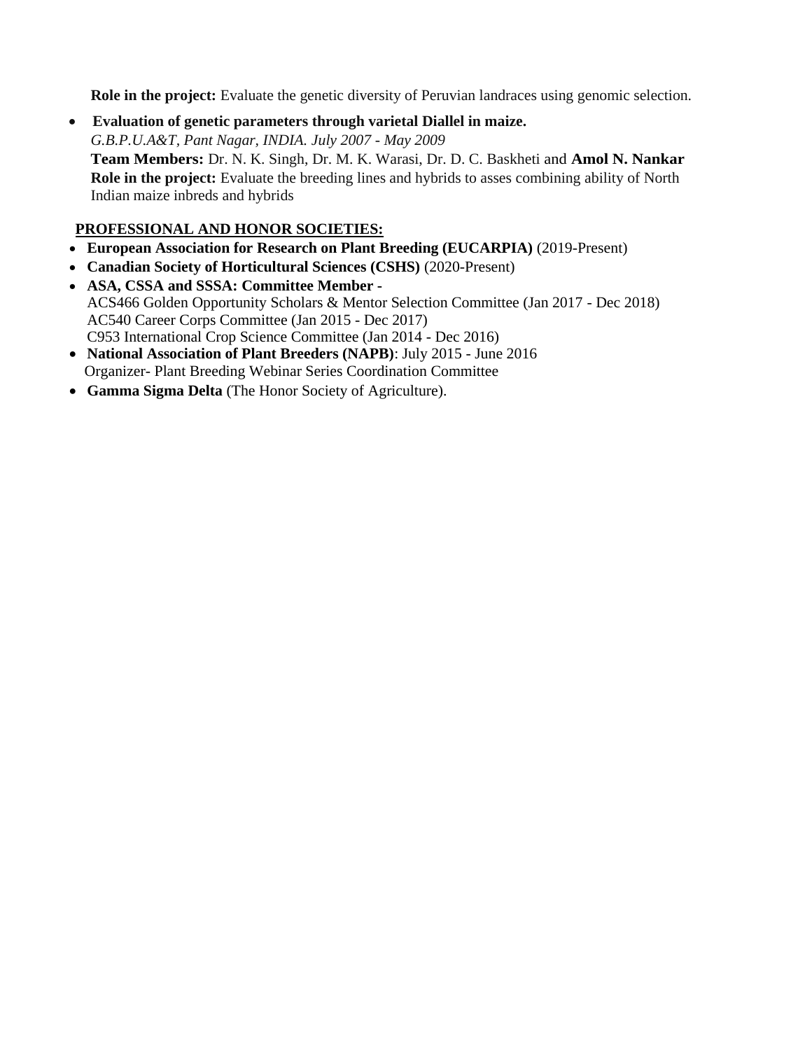**Role in the project:** Evaluate the genetic diversity of Peruvian landraces using genomic selection.

- **Evaluation of genetic parameters through varietal Diallel in maize.**
  *G.B.P.U.A&T, Pant Nagar, INDIA. July 2007 - May 2009*
  **Team Members:** Dr. N. K. Singh, Dr. M. K. Warasi, Dr. D. C. Baskheti and **Amol N. Nankar**
  **Role in the project:** Evaluate the breeding lines and hybrids to asses combining ability of North Indian maize inbreds and hybrids

## PROFESSIONAL AND HONOR SOCIETIES:

- **European Association for Research on Plant Breeding (EUCARPIA)** (2019-Present)
- **Canadian Society of Horticultural Sciences (CSHS)** (2020-Present)
- **ASA, CSSA and SSSA: Committee Member -**
  ACS466 Golden Opportunity Scholars & Mentor Selection Committee (Jan 2017 - Dec 2018)
  AC540 Career Corps Committee (Jan 2015 - Dec 2017)
  C953 International Crop Science Committee (Jan 2014 - Dec 2016)
- **National Association of Plant Breeders (NAPB)**: July 2015 - June 2016
  Organizer- Plant Breeding Webinar Series Coordination Committee
- **Gamma Sigma Delta** (The Honor Society of Agriculture).